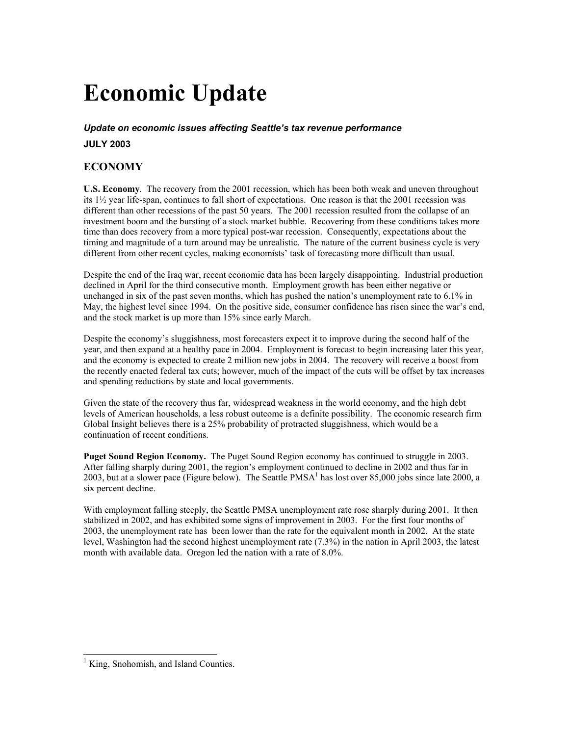# Economic Update

***Update on economic issues affecting Seattle's tax revenue performance***

**JULY 2003**

## ECONOMY

**U.S. Economy**. The recovery from the 2001 recession, which has been both weak and uneven throughout its 1½ year life-span, continues to fall short of expectations. One reason is that the 2001 recession was different than other recessions of the past 50 years. The 2001 recession resulted from the collapse of an investment boom and the bursting of a stock market bubble. Recovering from these conditions takes more time than does recovery from a more typical post-war recession. Consequently, expectations about the timing and magnitude of a turn around may be unrealistic. The nature of the current business cycle is very different from other recent cycles, making economists' task of forecasting more difficult than usual.

Despite the end of the Iraq war, recent economic data has been largely disappointing. Industrial production declined in April for the third consecutive month. Employment growth has been either negative or unchanged in six of the past seven months, which has pushed the nation's unemployment rate to 6.1% in May, the highest level since 1994. On the positive side, consumer confidence has risen since the war's end, and the stock market is up more than 15% since early March.

Despite the economy's sluggishness, most forecasters expect it to improve during the second half of the year, and then expand at a healthy pace in 2004. Employment is forecast to begin increasing later this year, and the economy is expected to create 2 million new jobs in 2004. The recovery will receive a boost from the recently enacted federal tax cuts; however, much of the impact of the cuts will be offset by tax increases and spending reductions by state and local governments.

Given the state of the recovery thus far, widespread weakness in the world economy, and the high debt levels of American households, a less robust outcome is a definite possibility. The economic research firm Global Insight believes there is a 25% probability of protracted sluggishness, which would be a continuation of recent conditions.

**Puget Sound Region Economy.** The Puget Sound Region economy has continued to struggle in 2003. After falling sharply during 2001, the region's employment continued to decline in 2002 and thus far in 2003, but at a slower pace (Figure below). The Seattle PMSA[1] has lost over 85,000 jobs since late 2000, a six percent decline.

With employment falling steeply, the Seattle PMSA unemployment rate rose sharply during 2001. It then stabilized in 2002, and has exhibited some signs of improvement in 2003. For the first four months of 2003, the unemployment rate has been lower than the rate for the equivalent month in 2002. At the state level, Washington had the second highest unemployment rate (7.3%) in the nation in April 2003, the latest month with available data. Oregon led the nation with a rate of 8.0%.

---

[1] King, Snohomish, and Island Counties.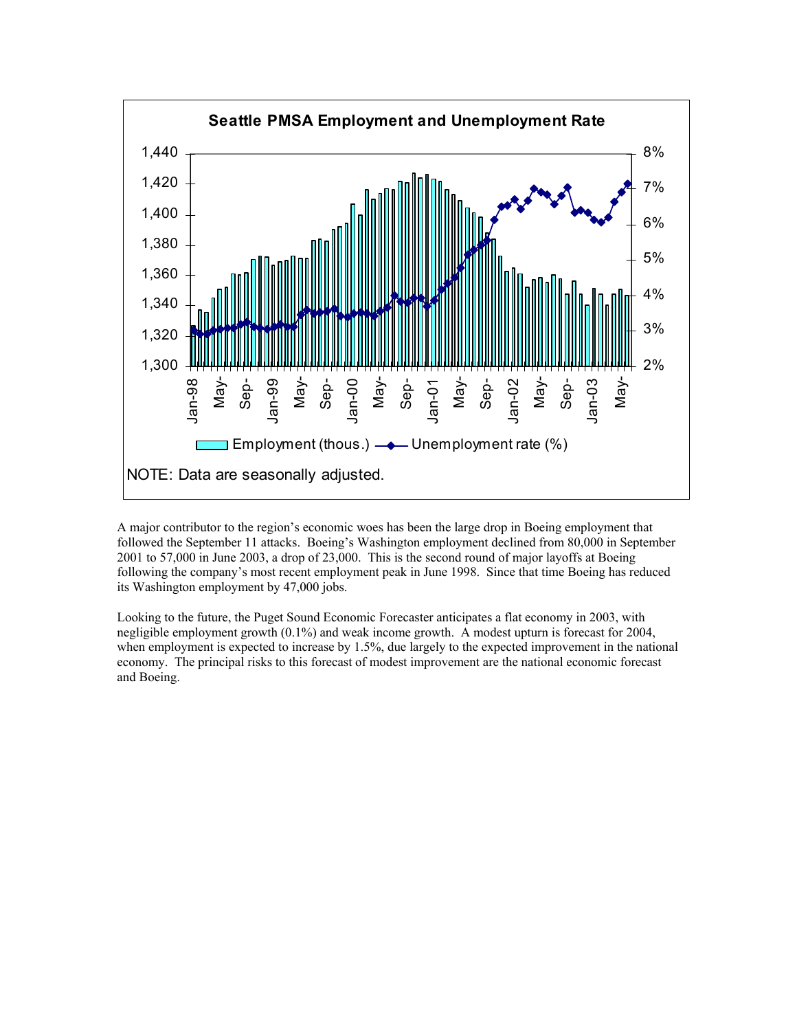**Seattle PMSA Employment and Unemployment Rate**

NOTE: Data are seasonally adjusted.

A major contributor to the region's economic woes has been the large drop in Boeing employment that followed the September 11 attacks. Boeing's Washington employment declined from 80,000 in September 2001 to 57,000 in June 2003, a drop of 23,000. This is the second round of major layoffs at Boeing following the company's most recent employment peak in June 1998. Since that time Boeing has reduced its Washington employment by 47,000 jobs.

Looking to the future, the Puget Sound Economic Forecaster anticipates a flat economy in 2003, with negligible employment growth (0.1%) and weak income growth. A modest upturn is forecast for 2004, when employment is expected to increase by 1.5%, due largely to the expected improvement in the national economy. The principal risks to this forecast of modest improvement are the national economic forecast and Boeing.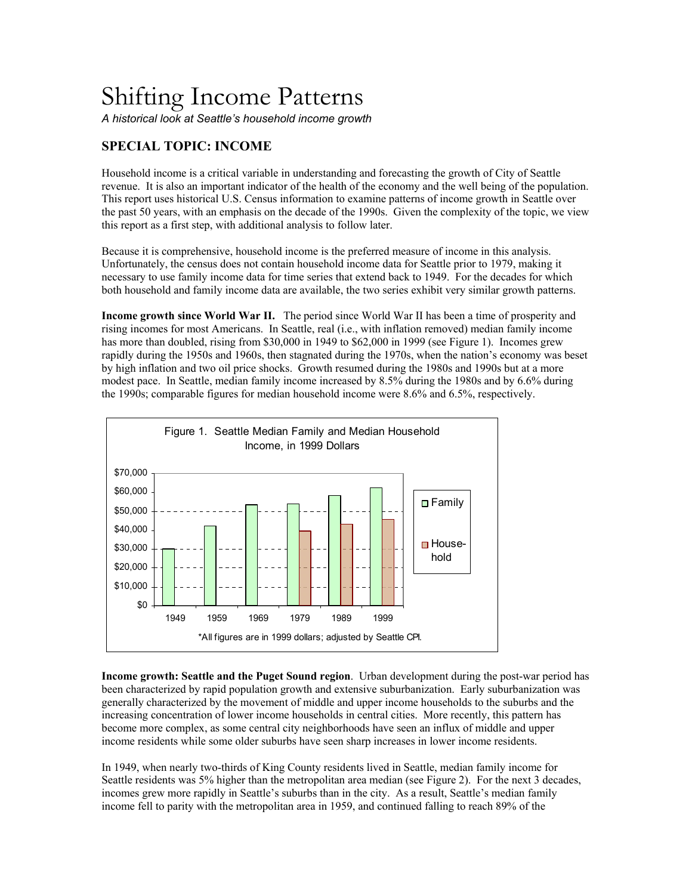# Shifting Income Patterns

*A historical look at Seattle's household income growth*

## SPECIAL TOPIC: INCOME

Household income is a critical variable in understanding and forecasting the growth of City of Seattle revenue. It is also an important indicator of the health of the economy and the well being of the population. This report uses historical U.S. Census information to examine patterns of income growth in Seattle over the past 50 years, with an emphasis on the decade of the 1990s. Given the complexity of the topic, we view this report as a first step, with additional analysis to follow later.

Because it is comprehensive, household income is the preferred measure of income in this analysis. Unfortunately, the census does not contain household income data for Seattle prior to 1979, making it necessary to use family income data for time series that extend back to 1949. For the decades for which both household and family income data are available, the two series exhibit very similar growth patterns.

**Income growth since World War II.** The period since World War II has been a time of prosperity and rising incomes for most Americans. In Seattle, real (i.e., with inflation removed) median family income has more than doubled, rising from $30,000 in 1949 to $62,000 in 1999 (see Figure 1). Incomes grew rapidly during the 1950s and 1960s, then stagnated during the 1970s, when the nation's economy was beset by high inflation and two oil price shocks. Growth resumed during the 1980s and 1990s but at a more modest pace. In Seattle, median family income increased by 8.5% during the 1980s and by 6.6% during the 1990s; comparable figures for median household income were 8.6% and 6.5%, respectively.

Figure 1. Seattle Median Family and Median Household Income, in 1999 Dollars

*All figures are in 1999 dollars; adjusted by Seattle CPI.

**Income growth: Seattle and the Puget Sound region**. Urban development during the post-war period has been characterized by rapid population growth and extensive suburbanization. Early suburbanization was generally characterized by the movement of middle and upper income households to the suburbs and the increasing concentration of lower income households in central cities. More recently, this pattern has become more complex, as some central city neighborhoods have seen an influx of middle and upper income residents while some older suburbs have seen sharp increases in lower income residents.

In 1949, when nearly two-thirds of King County residents lived in Seattle, median family income for Seattle residents was 5% higher than the metropolitan area median (see Figure 2). For the next 3 decades, incomes grew more rapidly in Seattle's suburbs than in the city. As a result, Seattle's median family income fell to parity with the metropolitan area in 1959, and continued falling to reach 89% of the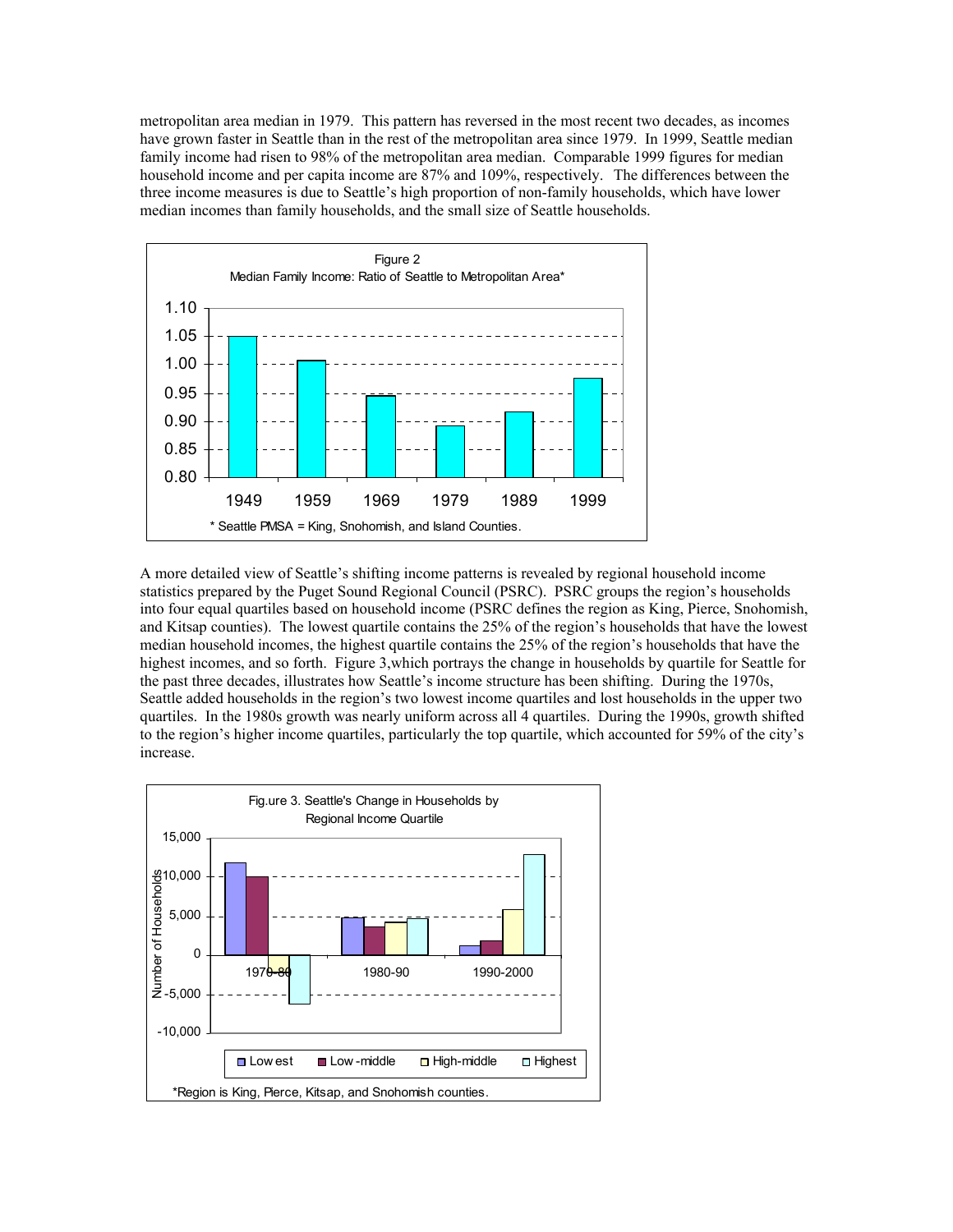metropolitan area median in 1979. This pattern has reversed in the most recent two decades, as incomes have grown faster in Seattle than in the rest of the metropolitan area since 1979. In 1999, Seattle median family income had risen to 98% of the metropolitan area median. Comparable 1999 figures for median household income and per capita income are 87% and 109%, respectively. The differences between the three income measures is due to Seattle's high proportion of non-family households, which have lower median incomes than family households, and the small size of Seattle households.

Figure 2
Median Family Income: Ratio of Seattle to Metropolitan Area*

* Seattle PMSA = King, Snohomish, and Island Counties.

A more detailed view of Seattle's shifting income patterns is revealed by regional household income statistics prepared by the Puget Sound Regional Council (PSRC). PSRC groups the region's households into four equal quartiles based on household income (PSRC defines the region as King, Pierce, Snohomish, and Kitsap counties). The lowest quartile contains the 25% of the region's households that have the lowest median household incomes, the highest quartile contains the 25% of the region's households that have the highest incomes, and so forth. Figure 3,which portrays the change in households by quartile for Seattle for the past three decades, illustrates how Seattle's income structure has been shifting. During the 1970s, Seattle added households in the region's two lowest income quartiles and lost households in the upper two quartiles. In the 1980s growth was nearly uniform across all 4 quartiles. During the 1990s, growth shifted to the region's higher income quartiles, particularly the top quartile, which accounted for 59% of the city's increase.

Fig.ure 3. Seattle's Change in Households by Regional Income Quartile

*Region is King, Pierce, Kitsap, and Snohomish counties.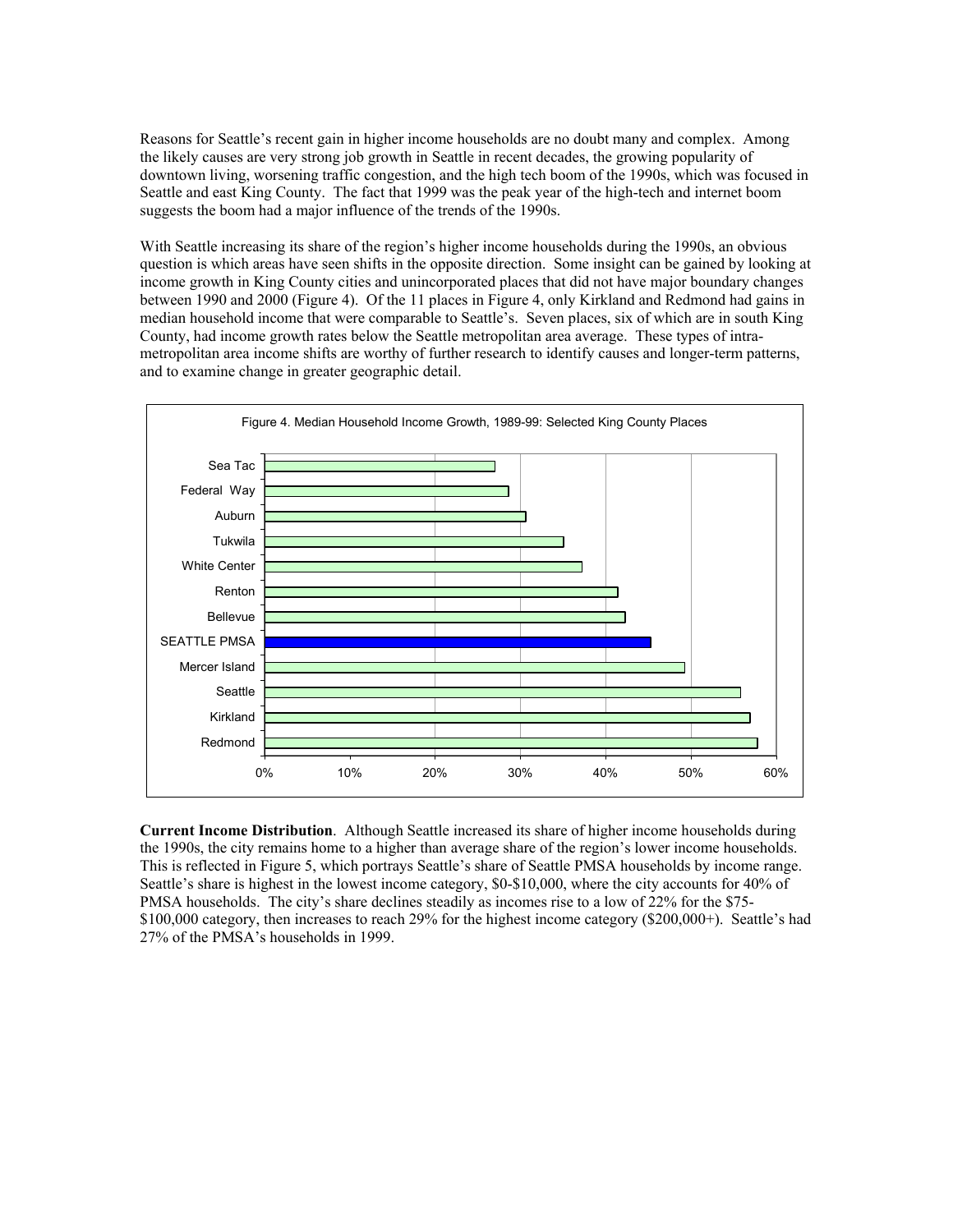Reasons for Seattle's recent gain in higher income households are no doubt many and complex. Among the likely causes are very strong job growth in Seattle in recent decades, the growing popularity of downtown living, worsening traffic congestion, and the high tech boom of the 1990s, which was focused in Seattle and east King County. The fact that 1999 was the peak year of the high-tech and internet boom suggests the boom had a major influence of the trends of the 1990s.

With Seattle increasing its share of the region's higher income households during the 1990s, an obvious question is which areas have seen shifts in the opposite direction. Some insight can be gained by looking at income growth in King County cities and unincorporated places that did not have major boundary changes between 1990 and 2000 (Figure 4). Of the 11 places in Figure 4, only Kirkland and Redmond had gains in median household income that were comparable to Seattle's. Seven places, six of which are in south King County, had income growth rates below the Seattle metropolitan area average. These types of intra-metropolitan area income shifts are worthy of further research to identify causes and longer-term patterns, and to examine change in greater geographic detail.

Figure 4. Median Household Income Growth, 1989-99: Selected King County Places

| Place | Growth (approx.) |
|---|---|
| Sea Tac | 27% |
| Federal Way | 28.5% |
| Auburn | 30.5% |
| Tukwila | 35% |
| White Center | 37% |
| Renton | 41% |
| Bellevue | 42% |
| SEATTLE PMSA | 45% |
| Mercer Island | 49% |
| Seattle | 56% |
| Kirkland | 57% |
| Redmond | 58% |

**Current Income Distribution**. Although Seattle increased its share of higher income households during the 1990s, the city remains home to a higher than average share of the region's lower income households. This is reflected in Figure 5, which portrays Seattle's share of Seattle PMSA households by income range. Seattle's share is highest in the lowest income category, \$0-\$10,000, where the city accounts for 40% of PMSA households. The city's share declines steadily as incomes rise to a low of 22% for the \$75-\$100,000 category, then increases to reach 29% for the highest income category (\$200,000+). Seattle's had 27% of the PMSA's households in 1999.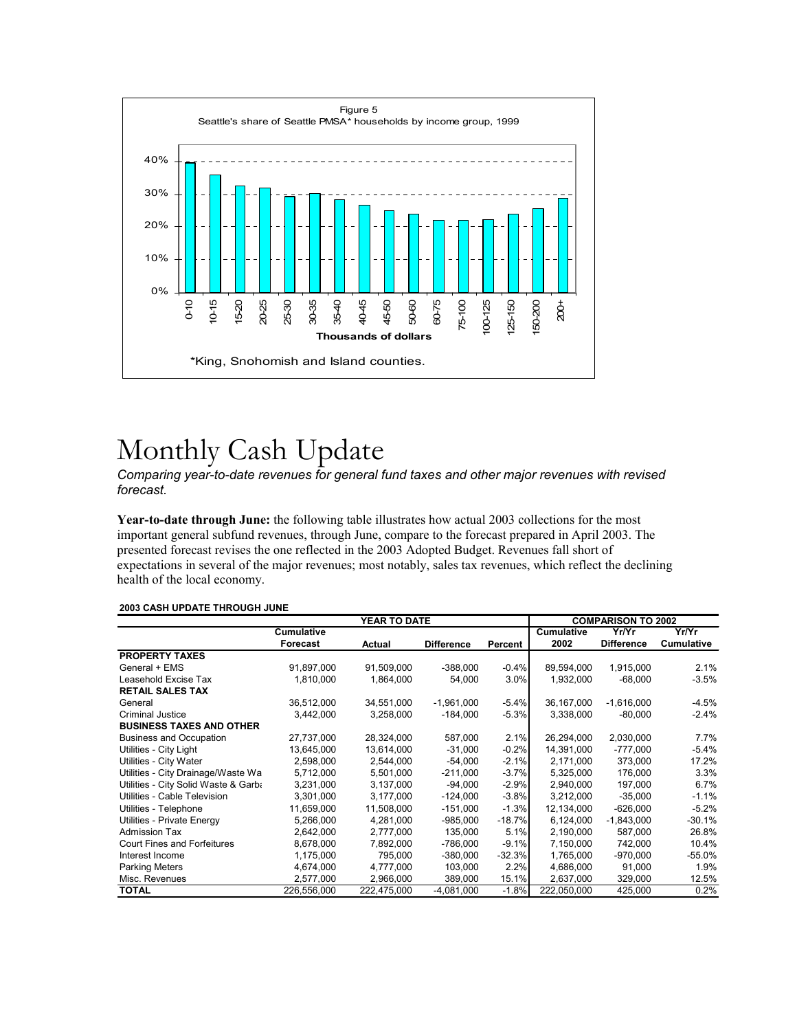Figure 5
Seattle's share of Seattle PMSA* households by income group, 1999

40%
30%
20%
10%
0%

0-10
10-15
15-20
20-25
25-30
30-35
35-40
40-45
45-50
50-60
60-75
75-100
100-125
125-150
150-200
200+

Thousands of dollars

*King, Snohomish and Island counties.

# Monthly Cash Update

*Comparing year-to-date revenues for general fund taxes and other major revenues with revised forecast.*

**Year-to-date through June:** the following table illustrates how actual 2003 collections for the most important general subfund revenues, through June, compare to the forecast prepared in April 2003. The presented forecast revises the one reflected in the 2003 Adopted Budget. Revenues fall short of expectations in several of the major revenues; most notably, sales tax revenues, which reflect the declining health of the local economy.

**2003 CASH UPDATE THROUGH JUNE**

| | YEAR TO DATE | | | | COMPARISON TO 2002 | | |
|---|---|---|---|---|---|---|---|
| | Cumulative Forecast | Actual | Difference | Percent | Cumulative 2002 | Yr/Yr Difference | Yr/Yr Cumulative |
| **PROPERTY TAXES** | | | | | | | |
| General + EMS | 91,897,000 | 91,509,000 | -388,000 | -0.4% | 89,594,000 | 1,915,000 | 2.1% |
| Leasehold Excise Tax | 1,810,000 | 1,864,000 | 54,000 | 3.0% | 1,932,000 | -68,000 | -3.5% |
| **RETAIL SALES TAX** | | | | | | | |
| General | 36,512,000 | 34,551,000 | -1,961,000 | -5.4% | 36,167,000 | -1,616,000 | -4.5% |
| Criminal Justice | 3,442,000 | 3,258,000 | -184,000 | -5.3% | 3,338,000 | -80,000 | -2.4% |
| **BUSINESS TAXES AND OTHER** | | | | | | | |
| Business and Occupation | 27,737,000 | 28,324,000 | 587,000 | 2.1% | 26,294,000 | 2,030,000 | 7.7% |
| Utilities - City Light | 13,645,000 | 13,614,000 | -31,000 | -0.2% | 14,391,000 | -777,000 | -5.4% |
| Utilities - City Water | 2,598,000 | 2,544,000 | -54,000 | -2.1% | 2,171,000 | 373,000 | 17.2% |
| Utilities - City Drainage/Waste Wa | 5,712,000 | 5,501,000 | -211,000 | -3.7% | 5,325,000 | 176,000 | 3.3% |
| Utilities - City Solid Waste & Garba | 3,231,000 | 3,137,000 | -94,000 | -2.9% | 2,940,000 | 197,000 | 6.7% |
| Utilities - Cable Television | 3,301,000 | 3,177,000 | -124,000 | -3.8% | 3,212,000 | -35,000 | -1.1% |
| Utilities - Telephone | 11,659,000 | 11,508,000 | -151,000 | -1.3% | 12,134,000 | -626,000 | -5.2% |
| Utilities - Private Energy | 5,266,000 | 4,281,000 | -985,000 | -18.7% | 6,124,000 | -1,843,000 | -30.1% |
| Admission Tax | 2,642,000 | 2,777,000 | 135,000 | 5.1% | 2,190,000 | 587,000 | 26.8% |
| Court Fines and Forfeitures | 8,678,000 | 7,892,000 | -786,000 | -9.1% | 7,150,000 | 742,000 | 10.4% |
| Interest Income | 1,175,000 | 795,000 | -380,000 | -32.3% | 1,765,000 | -970,000 | -55.0% |
| Parking Meters | 4,674,000 | 4,777,000 | 103,000 | 2.2% | 4,686,000 | 91,000 | 1.9% |
| Misc. Revenues | 2,577,000 | 2,966,000 | 389,000 | 15.1% | 2,637,000 | 329,000 | 12.5% |
| **TOTAL** | 226,556,000 | 222,475,000 | -4,081,000 | -1.8% | 222,050,000 | 425,000 | 0.2% |